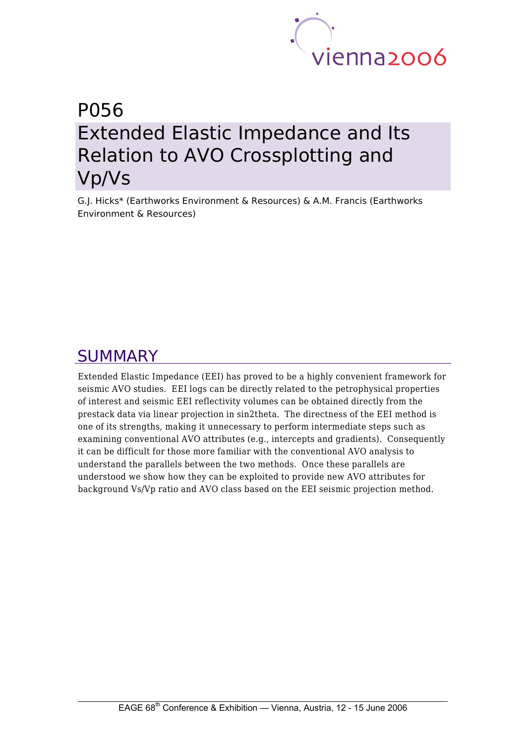# P056
# Extended Elastic Impedance and Its Relation to AVO Crossplotting and Vp/Vs

G.J. Hicks* (Earthworks Environment & Resources) & A.M. Francis (Earthworks Environment & Resources)

## SUMMARY

Extended Elastic Impedance (EEI) has proved to be a highly convenient framework for seismic AVO studies. EEI logs can be directly related to the petrophysical properties of interest and seismic EEI reflectivity volumes can be obtained directly from the prestack data via linear projection in sin2theta. The directness of the EEI method is one of its strengths, making it unnecessary to perform intermediate steps such as examining conventional AVO attributes (e.g., intercepts and gradients). Consequently it can be difficult for those more familiar with the conventional AVO analysis to understand the parallels between the two methods. Once these parallels are understood we show how they can be exploited to provide new AVO attributes for background Vs/Vp ratio and AVO class based on the EEI seismic projection method.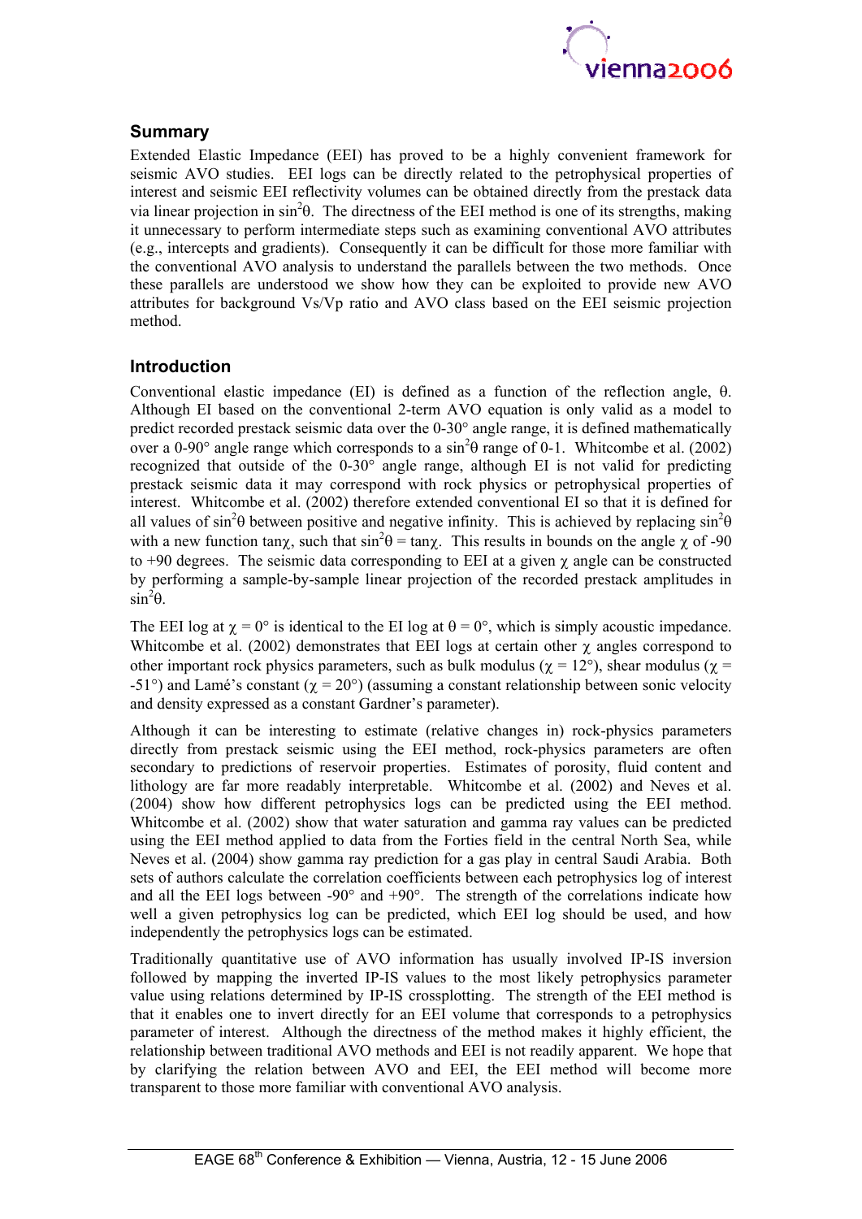## Summary

Extended Elastic Impedance (EEI) has proved to be a highly convenient framework for seismic AVO studies. EEI logs can be directly related to the petrophysical properties of interest and seismic EEI reflectivity volumes can be obtained directly from the prestack data via linear projection in $\sin^2\theta$. The directness of the EEI method is one of its strengths, making it unnecessary to perform intermediate steps such as examining conventional AVO attributes (e.g., intercepts and gradients). Consequently it can be difficult for those more familiar with the conventional AVO analysis to understand the parallels between the two methods. Once these parallels are understood we show how they can be exploited to provide new AVO attributes for background Vs/Vp ratio and AVO class based on the EEI seismic projection method.

## Introduction

Conventional elastic impedance (EI) is defined as a function of the reflection angle, $\theta$. Although EI based on the conventional 2-term AVO equation is only valid as a model to predict recorded prestack seismic data over the 0-30° angle range, it is defined mathematically over a 0-90° angle range which corresponds to a $\sin^2\theta$ range of 0-1. Whitcombe et al. (2002) recognized that outside of the 0-30° angle range, although EI is not valid for predicting prestack seismic data it may correspond with rock physics or petrophysical properties of interest. Whitcombe et al. (2002) therefore extended conventional EI so that it is defined for all values of $\sin^2\theta$ between positive and negative infinity. This is achieved by replacing $\sin^2\theta$ with a new function $\tan\chi$, such that $\sin^2\theta = \tan\chi$. This results in bounds on the angle $\chi$ of -90 to +90 degrees. The seismic data corresponding to EEI at a given $\chi$ angle can be constructed by performing a sample-by-sample linear projection of the recorded prestack amplitudes in $\sin^2\theta$.

The EEI log at $\chi = 0°$ is identical to the EI log at $\theta = 0°$, which is simply acoustic impedance. Whitcombe et al. (2002) demonstrates that EEI logs at certain other $\chi$ angles correspond to other important rock physics parameters, such as bulk modulus ($\chi = 12°$), shear modulus ($\chi = -51°$) and Lamé's constant ($\chi = 20°$) (assuming a constant relationship between sonic velocity and density expressed as a constant Gardner's parameter).

Although it can be interesting to estimate (relative changes in) rock-physics parameters directly from prestack seismic using the EEI method, rock-physics parameters are often secondary to predictions of reservoir properties. Estimates of porosity, fluid content and lithology are far more readily interpretable. Whitcombe et al. (2002) and Neves et al. (2004) show how different petrophysics logs can be predicted using the EEI method. Whitcombe et al. (2002) show that water saturation and gamma ray values can be predicted using the EEI method applied to data from the Forties field in the central North Sea, while Neves et al. (2004) show gamma ray prediction for a gas play in central Saudi Arabia. Both sets of authors calculate the correlation coefficients between each petrophysics log of interest and all the EEI logs between -90° and +90°. The strength of the correlations indicate how well a given petrophysics log can be predicted, which EEI log should be used, and how independently the petrophysics logs can be estimated.

Traditionally quantitative use of AVO information has usually involved IP-IS inversion followed by mapping the inverted IP-IS values to the most likely petrophysics parameter value using relations determined by IP-IS crossplotting. The strength of the EEI method is that it enables one to invert directly for an EEI volume that corresponds to a petrophysics parameter of interest. Although the directness of the method makes it highly efficient, the relationship between traditional AVO methods and EEI is not readily apparent. We hope that by clarifying the relation between AVO and EEI, the EEI method will become more transparent to those more familiar with conventional AVO analysis.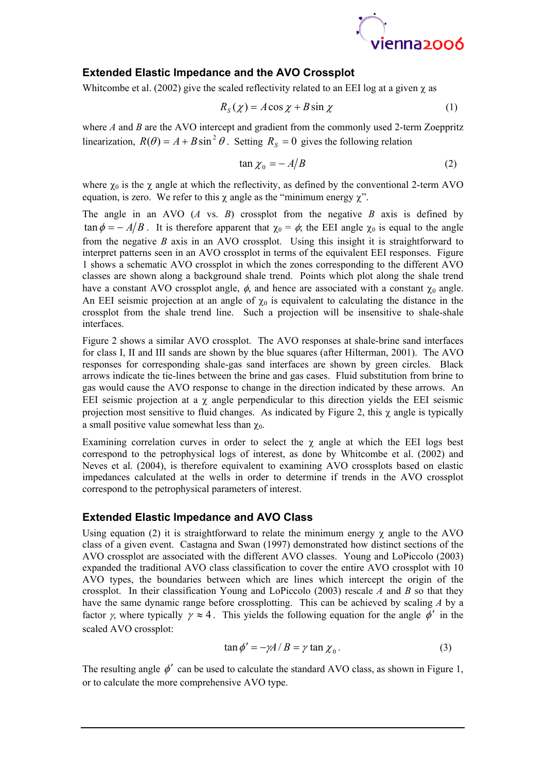## Extended Elastic Impedance and the AVO Crossplot

Whitcombe et al. (2002) give the scaled reflectivity related to an EEI log at a given $\chi$ as

$$R_S(\chi) = A\cos\chi + B\sin\chi \tag{1}$$

where $A$ and $B$ are the AVO intercept and gradient from the commonly used 2-term Zoeppritz linearization, $R(\theta) = A + B\sin^2\theta$. Setting $R_S = 0$ gives the following relation

$$\tan\chi_0 = -A/B \tag{2}$$

where $\chi_0$ is the $\chi$ angle at which the reflectivity, as defined by the conventional 2-term AVO equation, is zero. We refer to this $\chi$ angle as the "minimum energy $\chi$".

The angle in an AVO ($A$ vs. $B$) crossplot from the negative $B$ axis is defined by $\tan\phi = -A/B$. It is therefore apparent that $\chi_0 = \phi$; the EEI angle $\chi_0$ is equal to the angle from the negative $B$ axis in an AVO crossplot. Using this insight it is straightforward to interpret patterns seen in an AVO crossplot in terms of the equivalent EEI responses. Figure 1 shows a schematic AVO crossplot in which the zones corresponding to the different AVO classes are shown along a background shale trend. Points which plot along the shale trend have a constant AVO crossplot angle, $\phi$, and hence are associated with a constant $\chi_0$ angle. An EEI seismic projection at an angle of $\chi_0$ is equivalent to calculating the distance in the crossplot from the shale trend line. Such a projection will be insensitive to shale-shale interfaces.

Figure 2 shows a similar AVO crossplot. The AVO responses at shale-brine sand interfaces for class I, II and III sands are shown by the blue squares (after Hilterman, 2001). The AVO responses for corresponding shale-gas sand interfaces are shown by green circles. Black arrows indicate the tie-lines between the brine and gas cases. Fluid substitution from brine to gas would cause the AVO response to change in the direction indicated by these arrows. An EEI seismic projection at a $\chi$ angle perpendicular to this direction yields the EEI seismic projection most sensitive to fluid changes. As indicated by Figure 2, this $\chi$ angle is typically a small positive value somewhat less than $\chi_0$.

Examining correlation curves in order to select the $\chi$ angle at which the EEI logs best correspond to the petrophysical logs of interest, as done by Whitcombe et al. (2002) and Neves et al. (2004), is therefore equivalent to examining AVO crossplots based on elastic impedances calculated at the wells in order to determine if trends in the AVO crossplot correspond to the petrophysical parameters of interest.

## Extended Elastic Impedance and AVO Class

Using equation (2) it is straightforward to relate the minimum energy $\chi$ angle to the AVO class of a given event. Castagna and Swan (1997) demonstrated how distinct sections of the AVO crossplot are associated with the different AVO classes. Young and LoPiccolo (2003) expanded the traditional AVO class classification to cover the entire AVO crossplot with 10 AVO types, the boundaries between which are lines which intercept the origin of the crossplot. In their classification Young and LoPiccolo (2003) rescale $A$ and $B$ so that they have the same dynamic range before crossplotting. This can be achieved by scaling $A$ by a factor $\gamma$, where typically $\gamma \approx 4$. This yields the following equation for the angle $\phi'$ in the scaled AVO crossplot:

$$\tan\phi' = -\gamma A / B = \gamma \tan\chi_0 . \tag{3}$$

The resulting angle $\phi'$ can be used to calculate the standard AVO class, as shown in Figure 1, or to calculate the more comprehensive AVO type.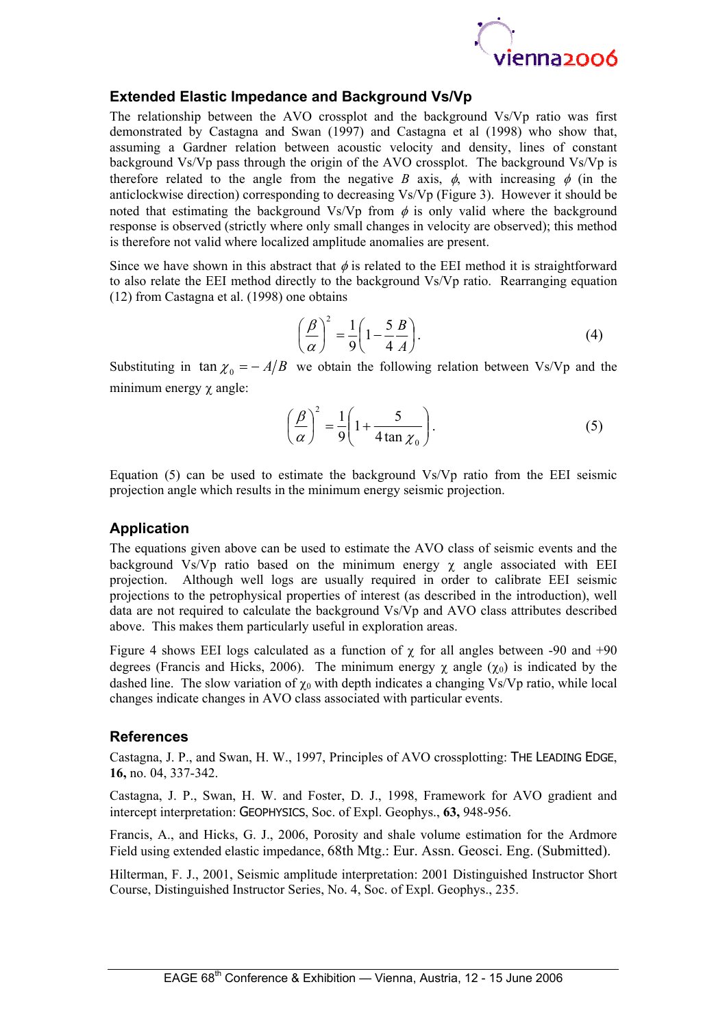## Extended Elastic Impedance and Background Vs/Vp

The relationship between the AVO crossplot and the background Vs/Vp ratio was first demonstrated by Castagna and Swan (1997) and Castagna et al (1998) who show that, assuming a Gardner relation between acoustic velocity and density, lines of constant background Vs/Vp pass through the origin of the AVO crossplot. The background Vs/Vp is therefore related to the angle from the negative $B$ axis, $\phi$, with increasing $\phi$ (in the anticlockwise direction) corresponding to decreasing Vs/Vp (Figure 3). However it should be noted that estimating the background Vs/Vp from $\phi$ is only valid where the background response is observed (strictly where only small changes in velocity are observed); this method is therefore not valid where localized amplitude anomalies are present.

Since we have shown in this abstract that $\phi$ is related to the EEI method it is straightforward to also relate the EEI method directly to the background Vs/Vp ratio. Rearranging equation (12) from Castagna et al. (1998) one obtains

$$\left(\frac{\beta}{\alpha}\right)^2 = \frac{1}{9}\left(1 - \frac{5}{4}\frac{B}{A}\right). \qquad (4)$$

Substituting in $\tan\chi_0 = -A/B$ we obtain the following relation between Vs/Vp and the minimum energy $\chi$ angle:

$$\left(\frac{\beta}{\alpha}\right)^2 = \frac{1}{9}\left(1 + \frac{5}{4\tan\chi_0}\right). \qquad (5)$$

Equation (5) can be used to estimate the background Vs/Vp ratio from the EEI seismic projection angle which results in the minimum energy seismic projection.

## Application

The equations given above can be used to estimate the AVO class of seismic events and the background Vs/Vp ratio based on the minimum energy $\chi$ angle associated with EEI projection. Although well logs are usually required in order to calibrate EEI seismic projections to the petrophysical properties of interest (as described in the introduction), well data are not required to calculate the background Vs/Vp and AVO class attributes described above. This makes them particularly useful in exploration areas.

Figure 4 shows EEI logs calculated as a function of $\chi$ for all angles between -90 and +90 degrees (Francis and Hicks, 2006). The minimum energy $\chi$ angle ($\chi_0$) is indicated by the dashed line. The slow variation of $\chi_0$ with depth indicates a changing Vs/Vp ratio, while local changes indicate changes in AVO class associated with particular events.

## References

Castagna, J. P., and Swan, H. W., 1997, Principles of AVO crossplotting: THE LEADING EDGE, **16,** no. 04, 337-342.

Castagna, J. P., Swan, H. W. and Foster, D. J., 1998, Framework for AVO gradient and intercept interpretation: GEOPHYSICS, Soc. of Expl. Geophys., **63,** 948-956.

Francis, A., and Hicks, G. J., 2006, Porosity and shale volume estimation for the Ardmore Field using extended elastic impedance, 68th Mtg.: Eur. Assn. Geosci. Eng. (Submitted).

Hilterman, F. J., 2001, Seismic amplitude interpretation: 2001 Distinguished Instructor Short Course, Distinguished Instructor Series, No. 4, Soc. of Expl. Geophys., 235.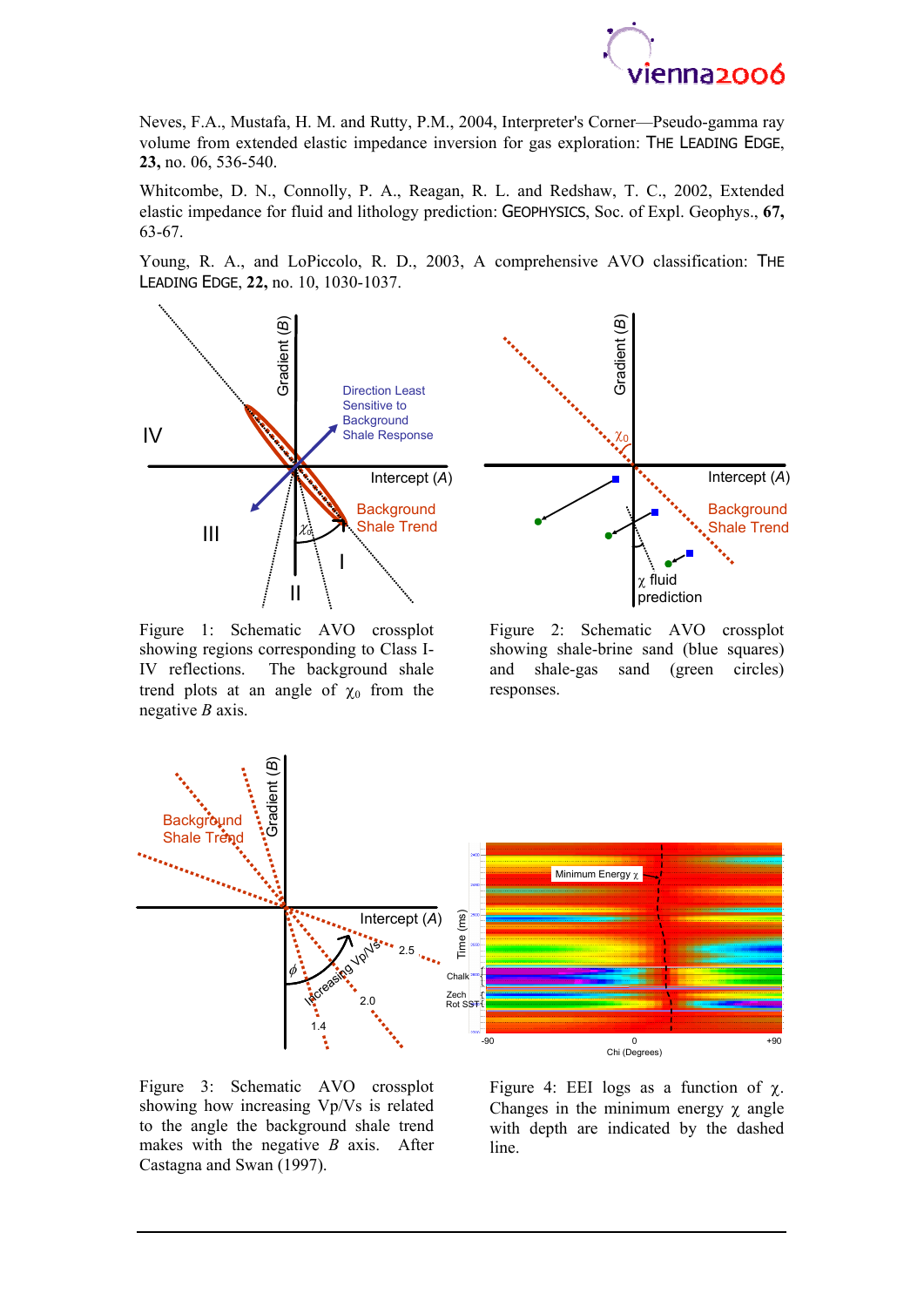Neves, F.A., Mustafa, H. M. and Rutty, P.M., 2004, Interpreter's Corner—Pseudo-gamma ray volume from extended elastic impedance inversion for gas exploration: THE LEADING EDGE, **23,** no. 06, 536-540.

Whitcombe, D. N., Connolly, P. A., Reagan, R. L. and Redshaw, T. C., 2002, Extended elastic impedance for fluid and lithology prediction: GEOPHYSICS, Soc. of Expl. Geophys., **67,** 63-67.

Young, R. A., and LoPiccolo, R. D., 2003, A comprehensive AVO classification: THE LEADING EDGE, **22,** no. 10, 1030-1037.

Gradient (*B*)
Direction Least Sensitive to Background Shale Response
IV
Intercept (*A*)
Background Shale Trend
III
$\chi_0$
I
II

Figure 1: Schematic AVO crossplot showing regions corresponding to Class I-IV reflections. The background shale trend plots at an angle of $\chi_0$ from the negative *B* axis.

Gradient (*B*)
$\chi_0$
Intercept (*A*)
Background Shale Trend
$\chi$ fluid prediction

Figure 2: Schematic AVO crossplot showing shale-brine sand (blue squares) and shale-gas sand (green circles) responses.

Gradient (*B*)
Background Shale Trend
Intercept (*A*)
$\phi$
Increasing Vp/Vs
2.5
2.0
1.4

Figure 3: Schematic AVO crossplot showing how increasing Vp/Vs is related to the angle the background shale trend makes with the negative *B* axis. After Castagna and Swan (1997).

Minimum Energy $\chi$
Time (ms)
Chalk
Zech
Rot SST
-90
0
+90
Chi (Degrees)

Figure 4: EEI logs as a function of $\chi$. Changes in the minimum energy $\chi$ angle with depth are indicated by the dashed line.